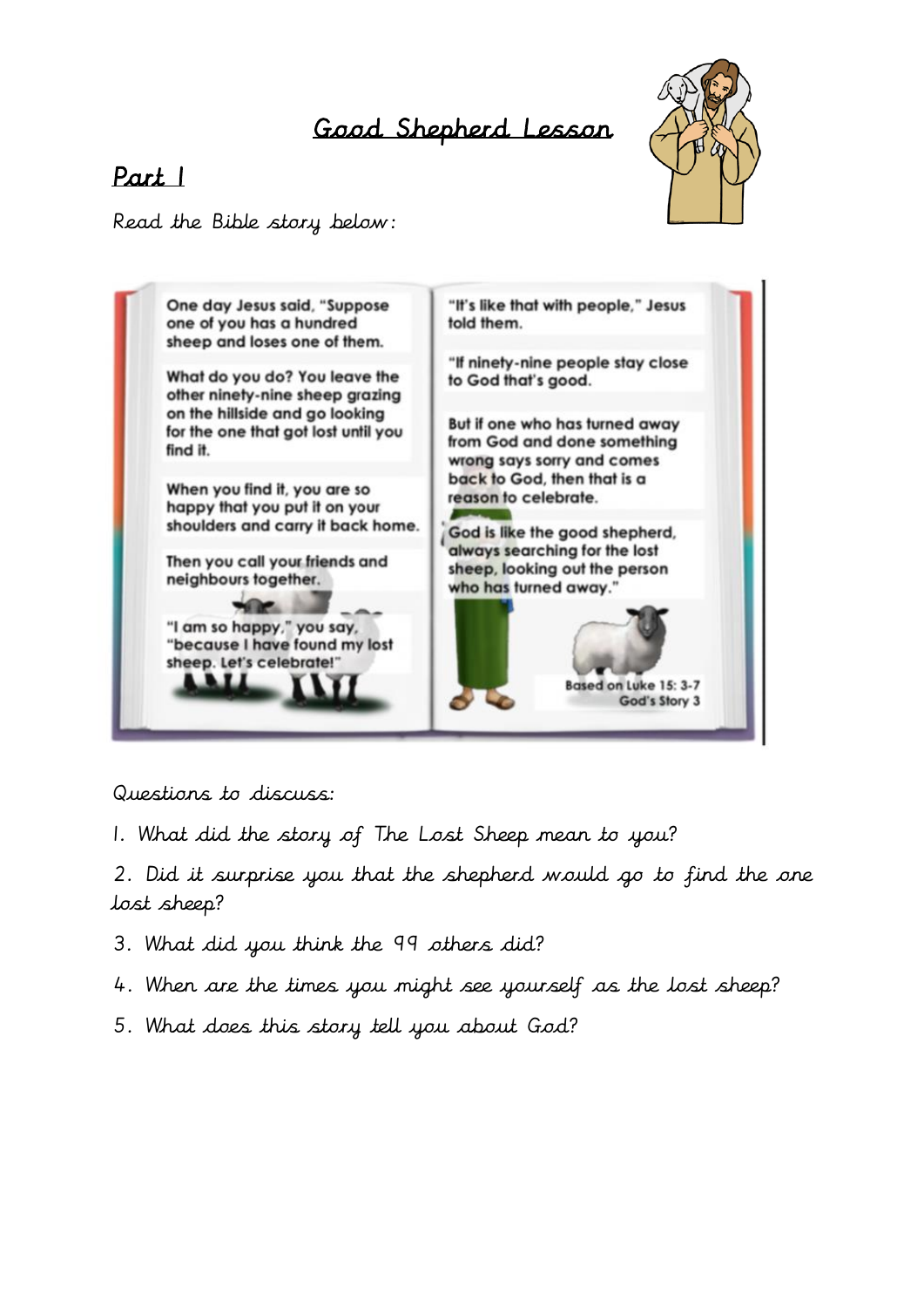# Good Shepherd Lesson

## Part 1

Read the Bible story below:

One day Jesus said, "Suppose one of you has a hundred sheep and loses one of them.

What do you do? You leave the other ninety-nine sheep grazing on the hillside and go looking for the one that got lost until you find it.

When you find it, you are so happy that you put it on your shoulders and carry it back home.

Then you call your friends and neighbours together.

"I am so happy," you say, "because I have found my lost sheep. Let's celebrate!"

"It's like that with people," Jesus told them.

"If ninety-nine people stay close to God that's good.

But if one who has turned away from God and done something wrong says sorry and comes back to God, then that is a reason to celebrate.

God is like the good shepherd, always searching for the lost sheep, looking out the person who has turned away."

Based on Luke 15: 3-7
God's Story 3

Questions to discuss:

1. What did the story of The Lost Sheep mean to you?
2. Did it surprise you that the shepherd would go to find the one lost sheep?
3. What did you think the 99 others did?
4. When are the times you might see yourself as the lost sheep?
5. What does this story tell you about God?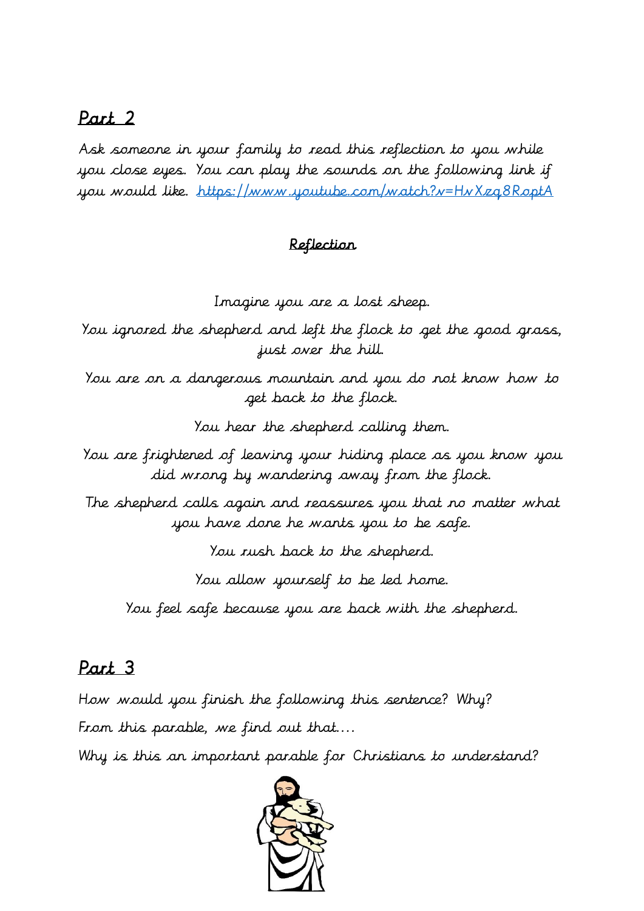## Part 2

Ask someone in your family to read this reflection to you while you close eyes. You can play the sounds on the following link if you would like. https://www.youtube.com/watch?v=HvXzq8RoptA

### Reflection

Imagine you are a lost sheep.

You ignored the shepherd and left the flock to get the good grass, just over the hill.

You are on a dangerous mountain and you do not know how to get back to the flock.

You hear the shepherd calling them.

You are frightened of leaving your hiding place as you know you did wrong by wandering away from the flock.

The shepherd calls again and reassures you that no matter what you have done he wants you to be safe.

You rush back to the shepherd.

You allow yourself to be led home.

You feel safe because you are back with the shepherd.

## Part 3

How would you finish the following this sentence? Why?

From this parable, we find out that....

Why is this an important parable for Christians to understand?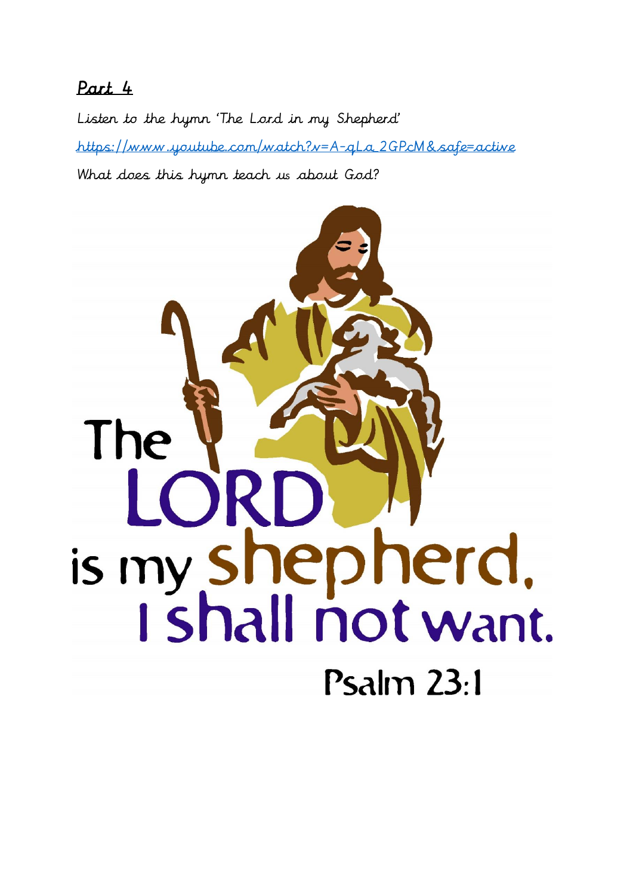## Part 4

Listen to the hymn 'The Lord in my Shepherd'

https://www.youtube.com/watch?v=A-qLa_2GPcM&safe=active

What does this hymn teach us about God?

The LORD is my shepherd, I shall not want.

Psalm 23:1